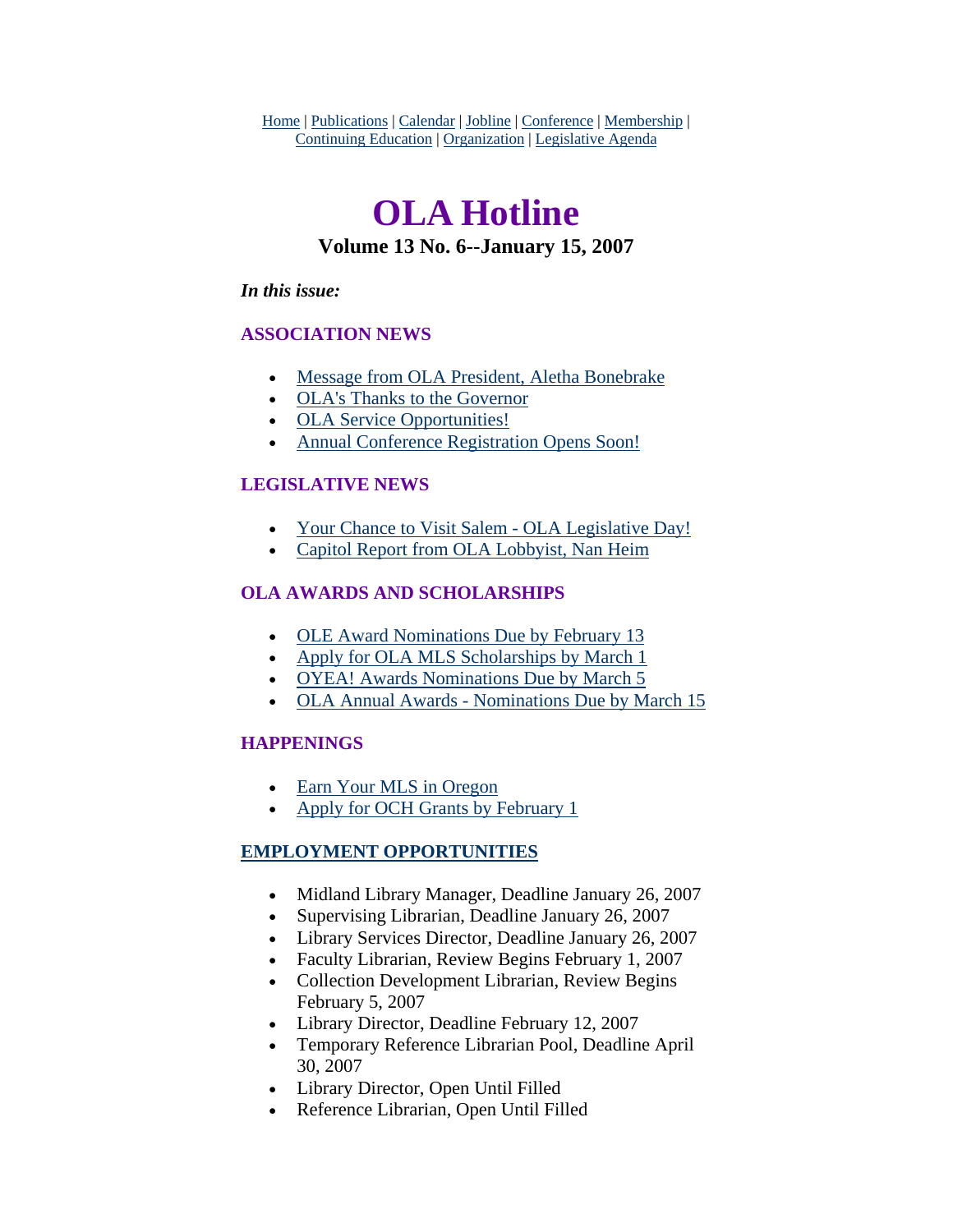Home | Publications | Calendar | Jobline | Conference | Membership | Continuing Education | Organization | Legislative Agenda

# OLA Hotline

### Volume 13 No. 6--January 15, 2007

***In this issue:***

### ASSOCIATION NEWS

- Message from OLA President, Aletha Bonebrake
- OLA's Thanks to the Governor
- OLA Service Opportunities!
- Annual Conference Registration Opens Soon!

### LEGISLATIVE NEWS

- Your Chance to Visit Salem - OLA Legislative Day!
- Capitol Report from OLA Lobbyist, Nan Heim

### OLA AWARDS AND SCHOLARSHIPS

- OLE Award Nominations Due by February 13
- Apply for OLA MLS Scholarships by March 1
- OYEA! Awards Nominations Due by March 5
- OLA Annual Awards - Nominations Due by March 15

### HAPPENINGS

- Earn Your MLS in Oregon
- Apply for OCH Grants by February 1

### EMPLOYMENT OPPORTUNITIES

- Midland Library Manager, Deadline January 26, 2007
- Supervising Librarian, Deadline January 26, 2007
- Library Services Director, Deadline January 26, 2007
- Faculty Librarian, Review Begins February 1, 2007
- Collection Development Librarian, Review Begins February 5, 2007
- Library Director, Deadline February 12, 2007
- Temporary Reference Librarian Pool, Deadline April 30, 2007
- Library Director, Open Until Filled
- Reference Librarian, Open Until Filled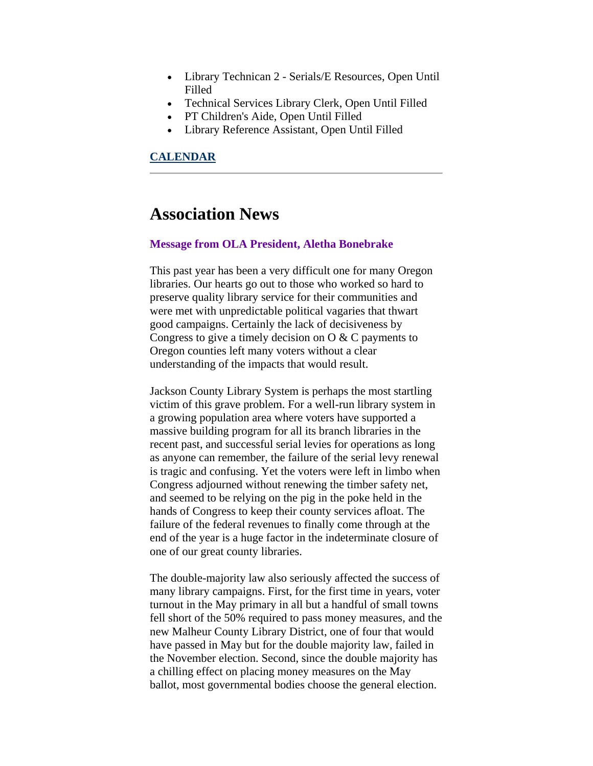- Library Technican 2 - Serials/E Resources, Open Until Filled
- Technical Services Library Clerk, Open Until Filled
- PT Children's Aide, Open Until Filled
- Library Reference Assistant, Open Until Filled

**CALENDAR**

---

# Association News

**Message from OLA President, Aletha Bonebrake**

This past year has been a very difficult one for many Oregon libraries. Our hearts go out to those who worked so hard to preserve quality library service for their communities and were met with unpredictable political vagaries that thwart good campaigns. Certainly the lack of decisiveness by Congress to give a timely decision on O & C payments to Oregon counties left many voters without a clear understanding of the impacts that would result.

Jackson County Library System is perhaps the most startling victim of this grave problem. For a well-run library system in a growing population area where voters have supported a massive building program for all its branch libraries in the recent past, and successful serial levies for operations as long as anyone can remember, the failure of the serial levy renewal is tragic and confusing. Yet the voters were left in limbo when Congress adjourned without renewing the timber safety net, and seemed to be relying on the pig in the poke held in the hands of Congress to keep their county services afloat. The failure of the federal revenues to finally come through at the end of the year is a huge factor in the indeterminate closure of one of our great county libraries.

The double-majority law also seriously affected the success of many library campaigns. First, for the first time in years, voter turnout in the May primary in all but a handful of small towns fell short of the 50% required to pass money measures, and the new Malheur County Library District, one of four that would have passed in May but for the double majority law, failed in the November election. Second, since the double majority has a chilling effect on placing money measures on the May ballot, most governmental bodies choose the general election.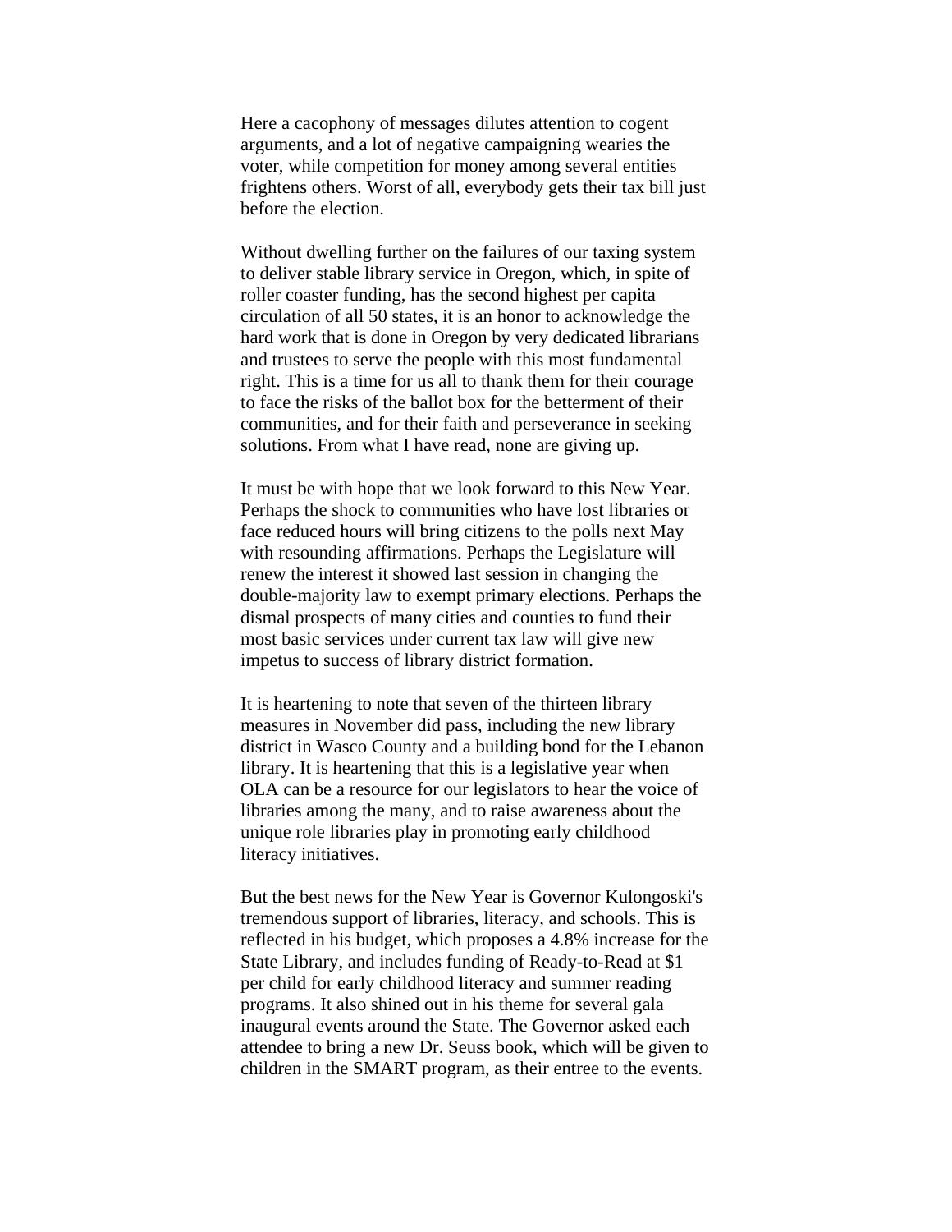Here a cacophony of messages dilutes attention to cogent arguments, and a lot of negative campaigning wearies the voter, while competition for money among several entities frightens others. Worst of all, everybody gets their tax bill just before the election.

Without dwelling further on the failures of our taxing system to deliver stable library service in Oregon, which, in spite of roller coaster funding, has the second highest per capita circulation of all 50 states, it is an honor to acknowledge the hard work that is done in Oregon by very dedicated librarians and trustees to serve the people with this most fundamental right. This is a time for us all to thank them for their courage to face the risks of the ballot box for the betterment of their communities, and for their faith and perseverance in seeking solutions. From what I have read, none are giving up.

It must be with hope that we look forward to this New Year. Perhaps the shock to communities who have lost libraries or face reduced hours will bring citizens to the polls next May with resounding affirmations. Perhaps the Legislature will renew the interest it showed last session in changing the double-majority law to exempt primary elections. Perhaps the dismal prospects of many cities and counties to fund their most basic services under current tax law will give new impetus to success of library district formation.

It is heartening to note that seven of the thirteen library measures in November did pass, including the new library district in Wasco County and a building bond for the Lebanon library. It is heartening that this is a legislative year when OLA can be a resource for our legislators to hear the voice of libraries among the many, and to raise awareness about the unique role libraries play in promoting early childhood literacy initiatives.

But the best news for the New Year is Governor Kulongoski's tremendous support of libraries, literacy, and schools. This is reflected in his budget, which proposes a 4.8% increase for the State Library, and includes funding of Ready-to-Read at $1 per child for early childhood literacy and summer reading programs. It also shined out in his theme for several gala inaugural events around the State. The Governor asked each attendee to bring a new Dr. Seuss book, which will be given to children in the SMART program, as their entree to the events.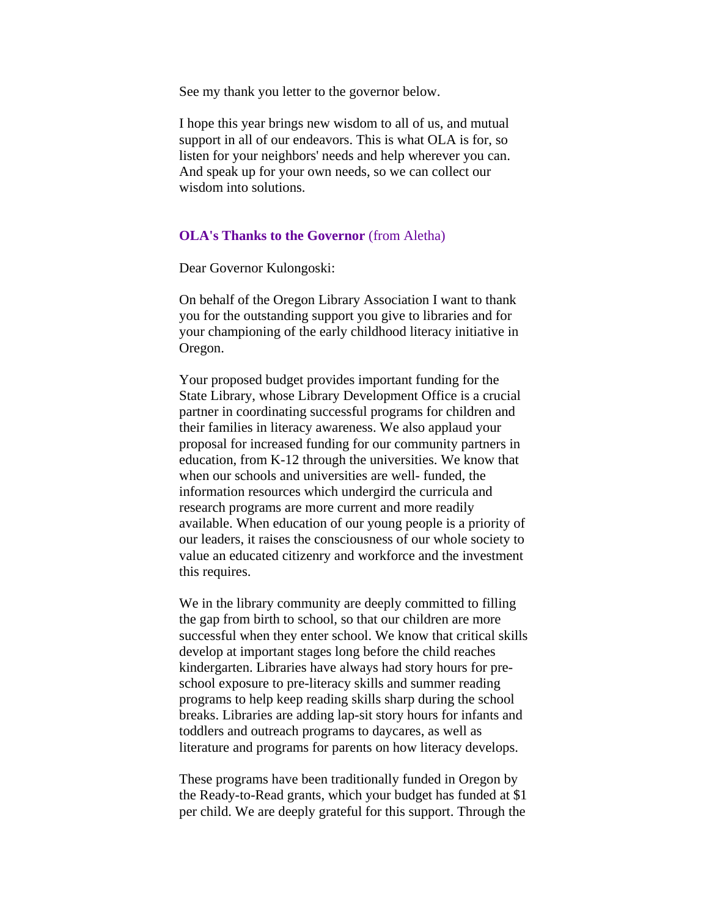See my thank you letter to the governor below.

I hope this year brings new wisdom to all of us, and mutual support in all of our endeavors. This is what OLA is for, so listen for your neighbors' needs and help wherever you can. And speak up for your own needs, so we can collect our wisdom into solutions.

**OLA's Thanks to the Governor** (from Aletha)

Dear Governor Kulongoski:

On behalf of the Oregon Library Association I want to thank you for the outstanding support you give to libraries and for your championing of the early childhood literacy initiative in Oregon.

Your proposed budget provides important funding for the State Library, whose Library Development Office is a crucial partner in coordinating successful programs for children and their families in literacy awareness. We also applaud your proposal for increased funding for our community partners in education, from K-12 through the universities. We know that when our schools and universities are well- funded, the information resources which undergird the curricula and research programs are more current and more readily available. When education of our young people is a priority of our leaders, it raises the consciousness of our whole society to value an educated citizenry and workforce and the investment this requires.

We in the library community are deeply committed to filling the gap from birth to school, so that our children are more successful when they enter school. We know that critical skills develop at important stages long before the child reaches kindergarten. Libraries have always had story hours for pre-school exposure to pre-literacy skills and summer reading programs to help keep reading skills sharp during the school breaks. Libraries are adding lap-sit story hours for infants and toddlers and outreach programs to daycares, as well as literature and programs for parents on how literacy develops.

These programs have been traditionally funded in Oregon by the Ready-to-Read grants, which your budget has funded at $1 per child. We are deeply grateful for this support. Through the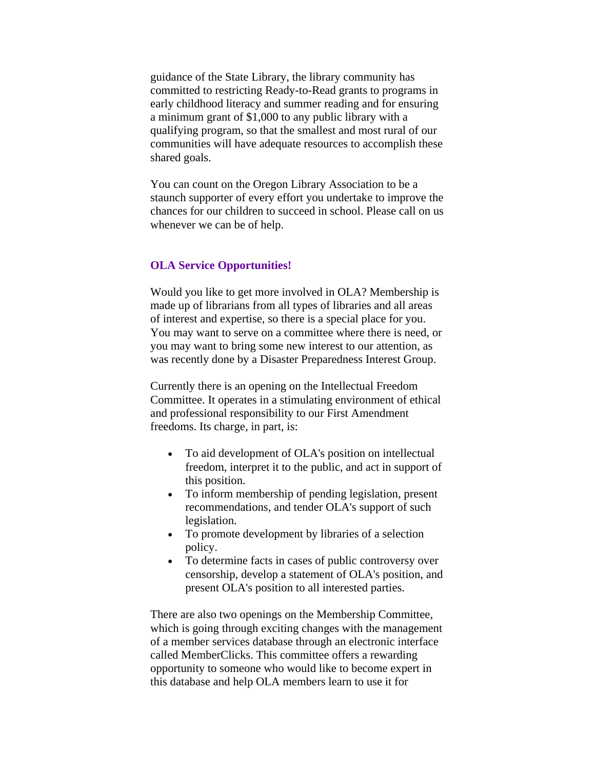guidance of the State Library, the library community has committed to restricting Ready-to-Read grants to programs in early childhood literacy and summer reading and for ensuring a minimum grant of $1,000 to any public library with a qualifying program, so that the smallest and most rural of our communities will have adequate resources to accomplish these shared goals.

You can count on the Oregon Library Association to be a staunch supporter of every effort you undertake to improve the chances for our children to succeed in school. Please call on us whenever we can be of help.

### OLA Service Opportunities!

Would you like to get more involved in OLA? Membership is made up of librarians from all types of libraries and all areas of interest and expertise, so there is a special place for you. You may want to serve on a committee where there is need, or you may want to bring some new interest to our attention, as was recently done by a Disaster Preparedness Interest Group.

Currently there is an opening on the Intellectual Freedom Committee. It operates in a stimulating environment of ethical and professional responsibility to our First Amendment freedoms. Its charge, in part, is:

- To aid development of OLA's position on intellectual freedom, interpret it to the public, and act in support of this position.
- To inform membership of pending legislation, present recommendations, and tender OLA's support of such legislation.
- To promote development by libraries of a selection policy.
- To determine facts in cases of public controversy over censorship, develop a statement of OLA's position, and present OLA's position to all interested parties.

There are also two openings on the Membership Committee, which is going through exciting changes with the management of a member services database through an electronic interface called MemberClicks. This committee offers a rewarding opportunity to someone who would like to become expert in this database and help OLA members learn to use it for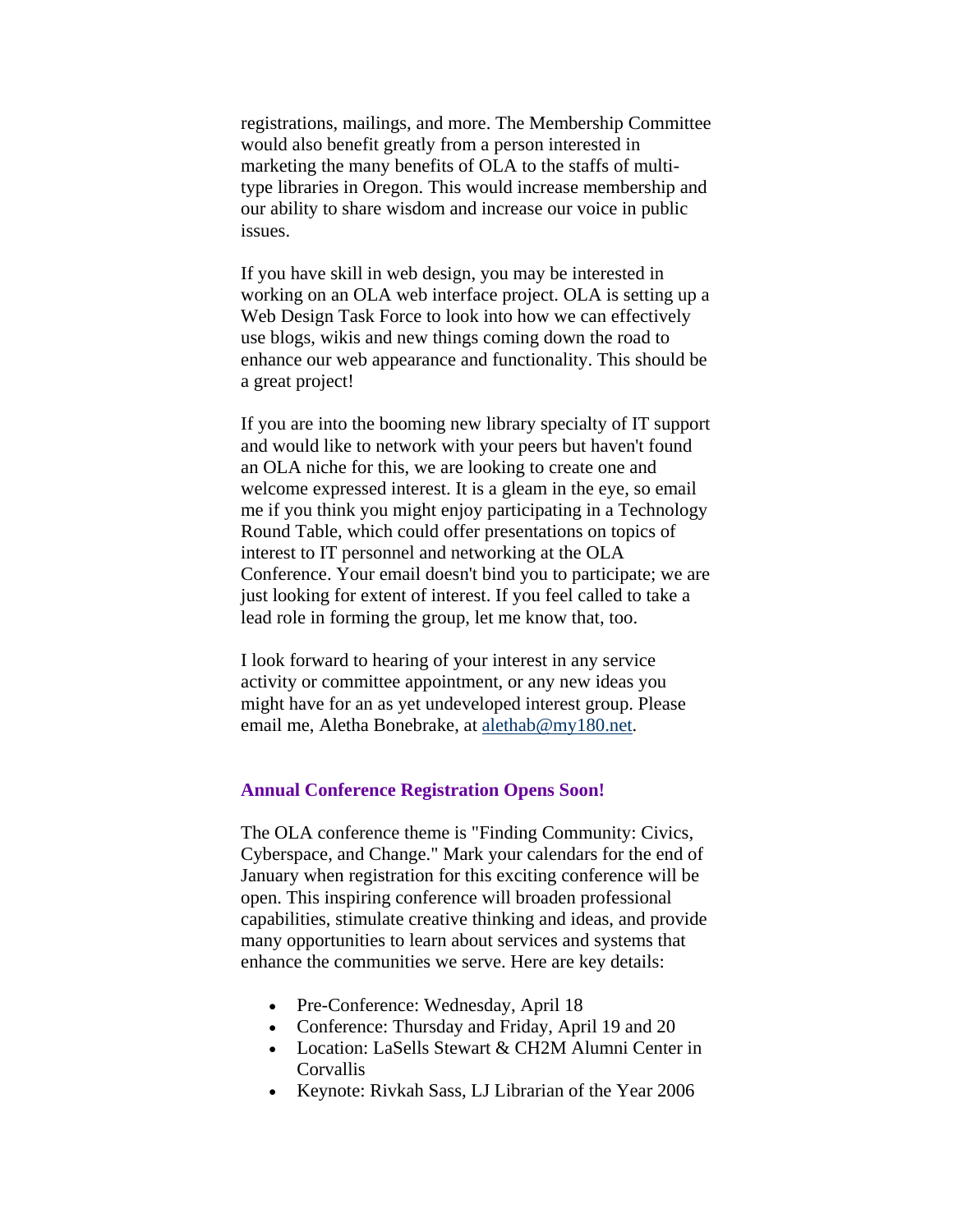registrations, mailings, and more. The Membership Committee would also benefit greatly from a person interested in marketing the many benefits of OLA to the staffs of multi-type libraries in Oregon. This would increase membership and our ability to share wisdom and increase our voice in public issues.

If you have skill in web design, you may be interested in working on an OLA web interface project. OLA is setting up a Web Design Task Force to look into how we can effectively use blogs, wikis and new things coming down the road to enhance our web appearance and functionality. This should be a great project!

If you are into the booming new library specialty of IT support and would like to network with your peers but haven't found an OLA niche for this, we are looking to create one and welcome expressed interest. It is a gleam in the eye, so email me if you think you might enjoy participating in a Technology Round Table, which could offer presentations on topics of interest to IT personnel and networking at the OLA Conference. Your email doesn't bind you to participate; we are just looking for extent of interest. If you feel called to take a lead role in forming the group, let me know that, too.

I look forward to hearing of your interest in any service activity or committee appointment, or any new ideas you might have for an as yet undeveloped interest group. Please email me, Aletha Bonebrake, at alethab@my180.net.

### Annual Conference Registration Opens Soon!

The OLA conference theme is "Finding Community: Civics, Cyberspace, and Change." Mark your calendars for the end of January when registration for this exciting conference will be open. This inspiring conference will broaden professional capabilities, stimulate creative thinking and ideas, and provide many opportunities to learn about services and systems that enhance the communities we serve. Here are key details:

- Pre-Conference: Wednesday, April 18
- Conference: Thursday and Friday, April 19 and 20
- Location: LaSells Stewart & CH2M Alumni Center in Corvallis
- Keynote: Rivkah Sass, LJ Librarian of the Year 2006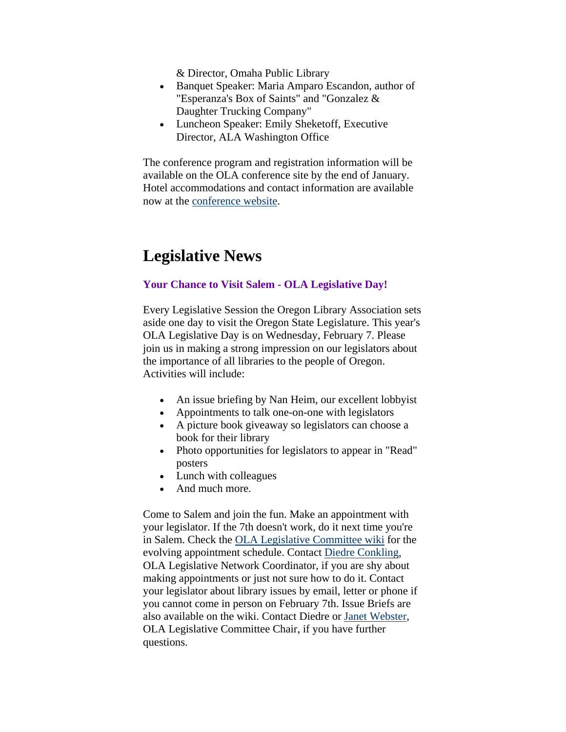& Director, Omaha Public Library

- Banquet Speaker: Maria Amparo Escandon, author of "Esperanza's Box of Saints" and "Gonzalez & Daughter Trucking Company"
- Luncheon Speaker: Emily Sheketoff, Executive Director, ALA Washington Office

The conference program and registration information will be available on the OLA conference site by the end of January. Hotel accommodations and contact information are available now at the conference website.

# Legislative News

### Your Chance to Visit Salem - OLA Legislative Day!

Every Legislative Session the Oregon Library Association sets aside one day to visit the Oregon State Legislature. This year's OLA Legislative Day is on Wednesday, February 7. Please join us in making a strong impression on our legislators about the importance of all libraries to the people of Oregon. Activities will include:

- An issue briefing by Nan Heim, our excellent lobbyist
- Appointments to talk one-on-one with legislators
- A picture book giveaway so legislators can choose a book for their library
- Photo opportunities for legislators to appear in "Read" posters
- Lunch with colleagues
- And much more.

Come to Salem and join the fun. Make an appointment with your legislator. If the 7th doesn't work, do it next time you're in Salem. Check the OLA Legislative Committee wiki for the evolving appointment schedule. Contact Diedre Conkling, OLA Legislative Network Coordinator, if you are shy about making appointments or just not sure how to do it. Contact your legislator about library issues by email, letter or phone if you cannot come in person on February 7th. Issue Briefs are also available on the wiki. Contact Diedre or Janet Webster, OLA Legislative Committee Chair, if you have further questions.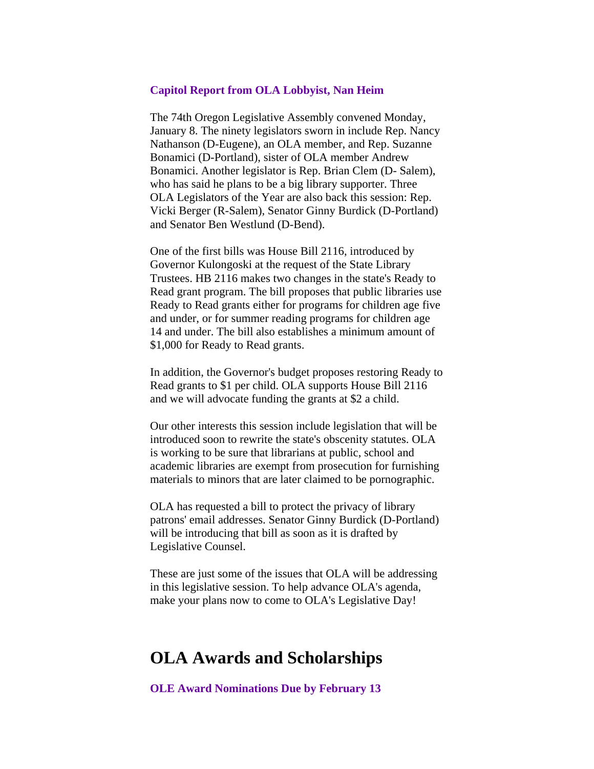### Capitol Report from OLA Lobbyist, Nan Heim

The 74th Oregon Legislative Assembly convened Monday, January 8. The ninety legislators sworn in include Rep. Nancy Nathanson (D-Eugene), an OLA member, and Rep. Suzanne Bonamici (D-Portland), sister of OLA member Andrew Bonamici. Another legislator is Rep. Brian Clem (D- Salem), who has said he plans to be a big library supporter. Three OLA Legislators of the Year are also back this session: Rep. Vicki Berger (R-Salem), Senator Ginny Burdick (D-Portland) and Senator Ben Westlund (D-Bend).

One of the first bills was House Bill 2116, introduced by Governor Kulongoski at the request of the State Library Trustees. HB 2116 makes two changes in the state's Ready to Read grant program. The bill proposes that public libraries use Ready to Read grants either for programs for children age five and under, or for summer reading programs for children age 14 and under. The bill also establishes a minimum amount of $1,000 for Ready to Read grants.

In addition, the Governor's budget proposes restoring Ready to Read grants to $1 per child. OLA supports House Bill 2116 and we will advocate funding the grants at $2 a child.

Our other interests this session include legislation that will be introduced soon to rewrite the state's obscenity statutes. OLA is working to be sure that librarians at public, school and academic libraries are exempt from prosecution for furnishing materials to minors that are later claimed to be pornographic.

OLA has requested a bill to protect the privacy of library patrons' email addresses. Senator Ginny Burdick (D-Portland) will be introducing that bill as soon as it is drafted by Legislative Counsel.

These are just some of the issues that OLA will be addressing in this legislative session. To help advance OLA's agenda, make your plans now to come to OLA's Legislative Day!

## OLA Awards and Scholarships

### OLE Award Nominations Due by February 13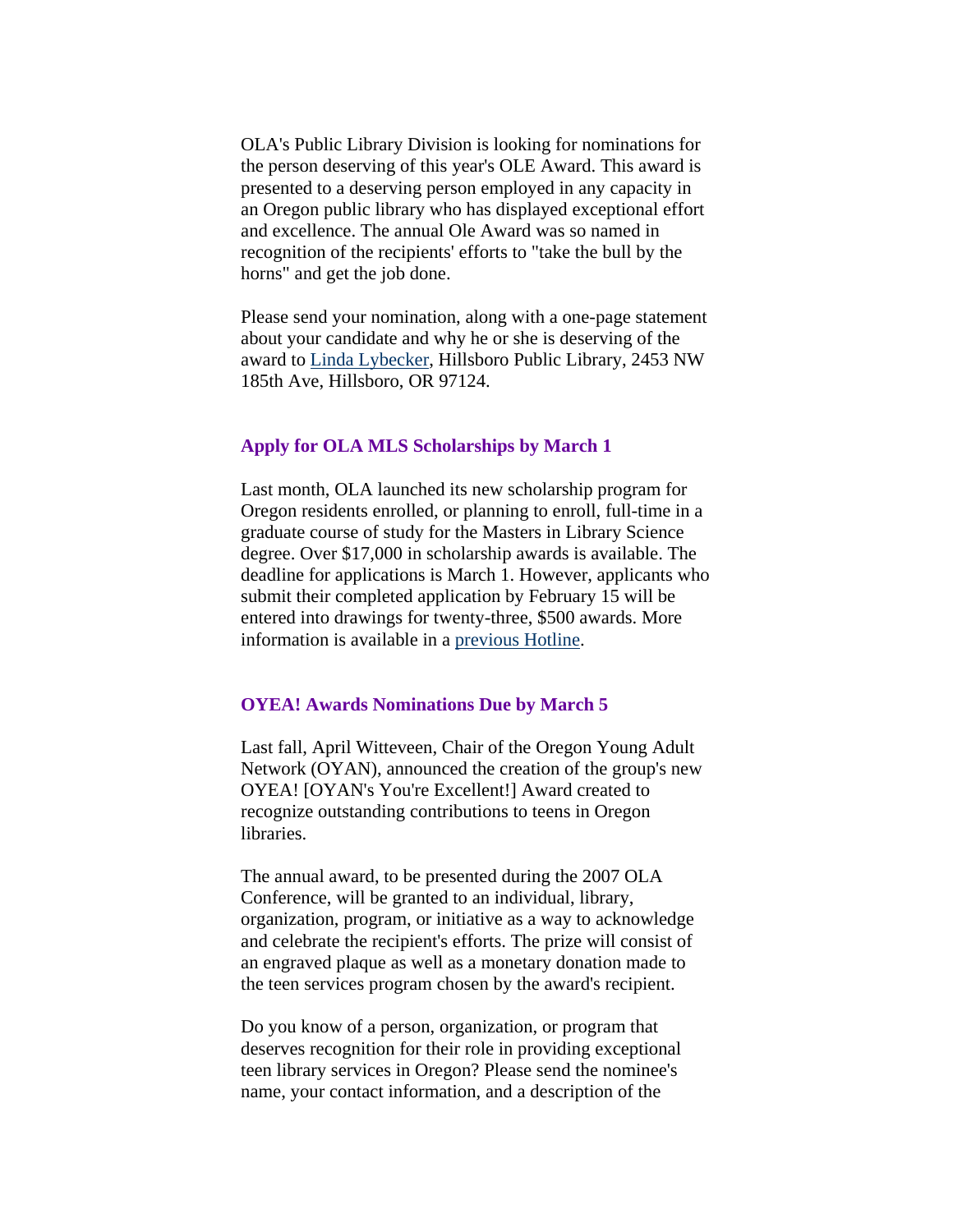OLA's Public Library Division is looking for nominations for the person deserving of this year's OLE Award. This award is presented to a deserving person employed in any capacity in an Oregon public library who has displayed exceptional effort and excellence. The annual Ole Award was so named in recognition of the recipients' efforts to "take the bull by the horns" and get the job done.

Please send your nomination, along with a one-page statement about your candidate and why he or she is deserving of the award to Linda Lybecker, Hillsboro Public Library, 2453 NW 185th Ave, Hillsboro, OR 97124.

### Apply for OLA MLS Scholarships by March 1

Last month, OLA launched its new scholarship program for Oregon residents enrolled, or planning to enroll, full-time in a graduate course of study for the Masters in Library Science degree. Over $17,000 in scholarship awards is available. The deadline for applications is March 1. However, applicants who submit their completed application by February 15 will be entered into drawings for twenty-three, $500 awards. More information is available in a previous Hotline.

### OYEA! Awards Nominations Due by March 5

Last fall, April Witteveen, Chair of the Oregon Young Adult Network (OYAN), announced the creation of the group's new OYEA! [OYAN's You're Excellent!] Award created to recognize outstanding contributions to teens in Oregon libraries.

The annual award, to be presented during the 2007 OLA Conference, will be granted to an individual, library, organization, program, or initiative as a way to acknowledge and celebrate the recipient's efforts. The prize will consist of an engraved plaque as well as a monetary donation made to the teen services program chosen by the award's recipient.

Do you know of a person, organization, or program that deserves recognition for their role in providing exceptional teen library services in Oregon? Please send the nominee's name, your contact information, and a description of the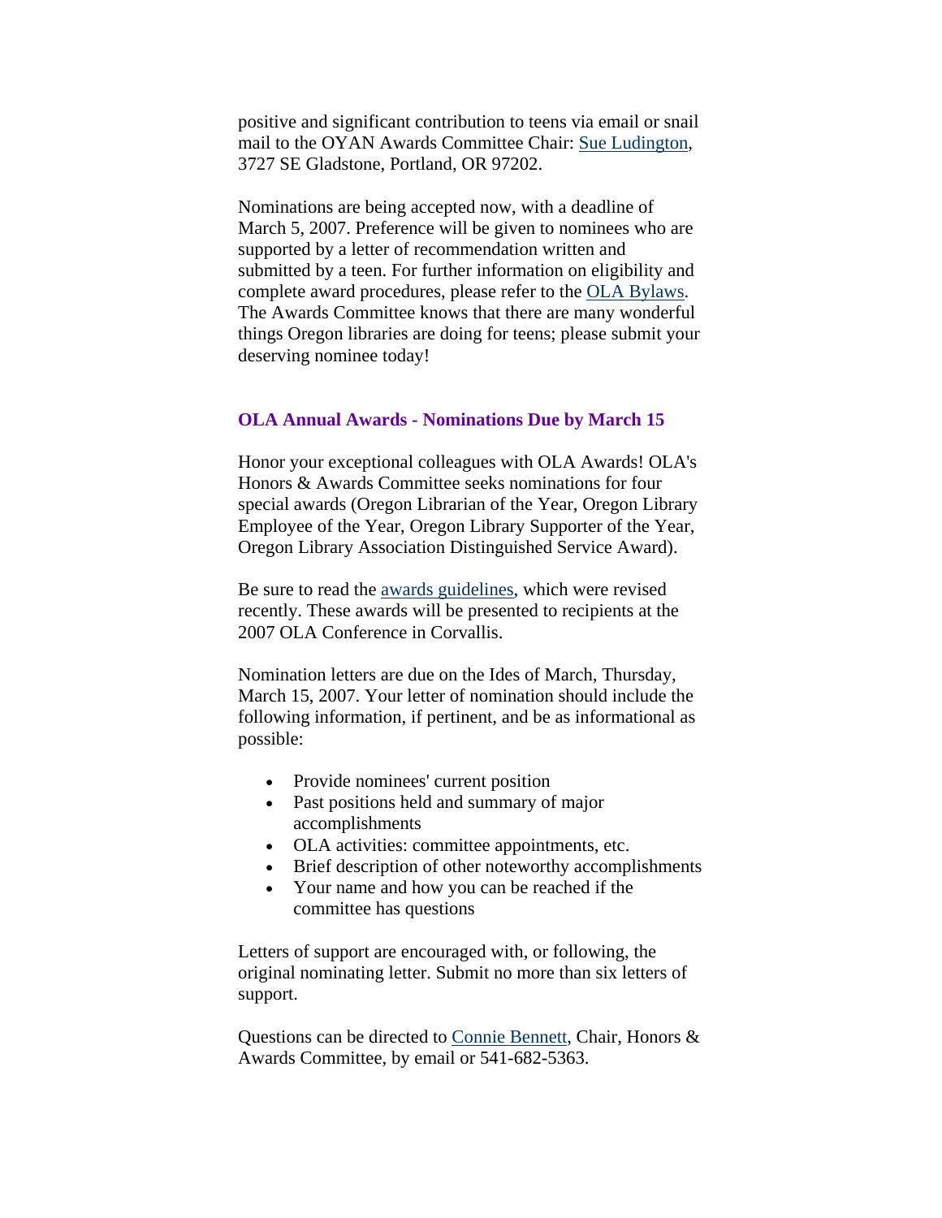positive and significant contribution to teens via email or snail mail to the OYAN Awards Committee Chair: Sue Ludington, 3727 SE Gladstone, Portland, OR 97202.

Nominations are being accepted now, with a deadline of March 5, 2007. Preference will be given to nominees who are supported by a letter of recommendation written and submitted by a teen. For further information on eligibility and complete award procedures, please refer to the OLA Bylaws. The Awards Committee knows that there are many wonderful things Oregon libraries are doing for teens; please submit your deserving nominee today!

### OLA Annual Awards - Nominations Due by March 15

Honor your exceptional colleagues with OLA Awards! OLA's Honors & Awards Committee seeks nominations for four special awards (Oregon Librarian of the Year, Oregon Library Employee of the Year, Oregon Library Supporter of the Year, Oregon Library Association Distinguished Service Award).

Be sure to read the awards guidelines, which were revised recently. These awards will be presented to recipients at the 2007 OLA Conference in Corvallis.

Nomination letters are due on the Ides of March, Thursday, March 15, 2007. Your letter of nomination should include the following information, if pertinent, and be as informational as possible:

- Provide nominees' current position
- Past positions held and summary of major accomplishments
- OLA activities: committee appointments, etc.
- Brief description of other noteworthy accomplishments
- Your name and how you can be reached if the committee has questions

Letters of support are encouraged with, or following, the original nominating letter. Submit no more than six letters of support.

Questions can be directed to Connie Bennett, Chair, Honors & Awards Committee, by email or 541-682-5363.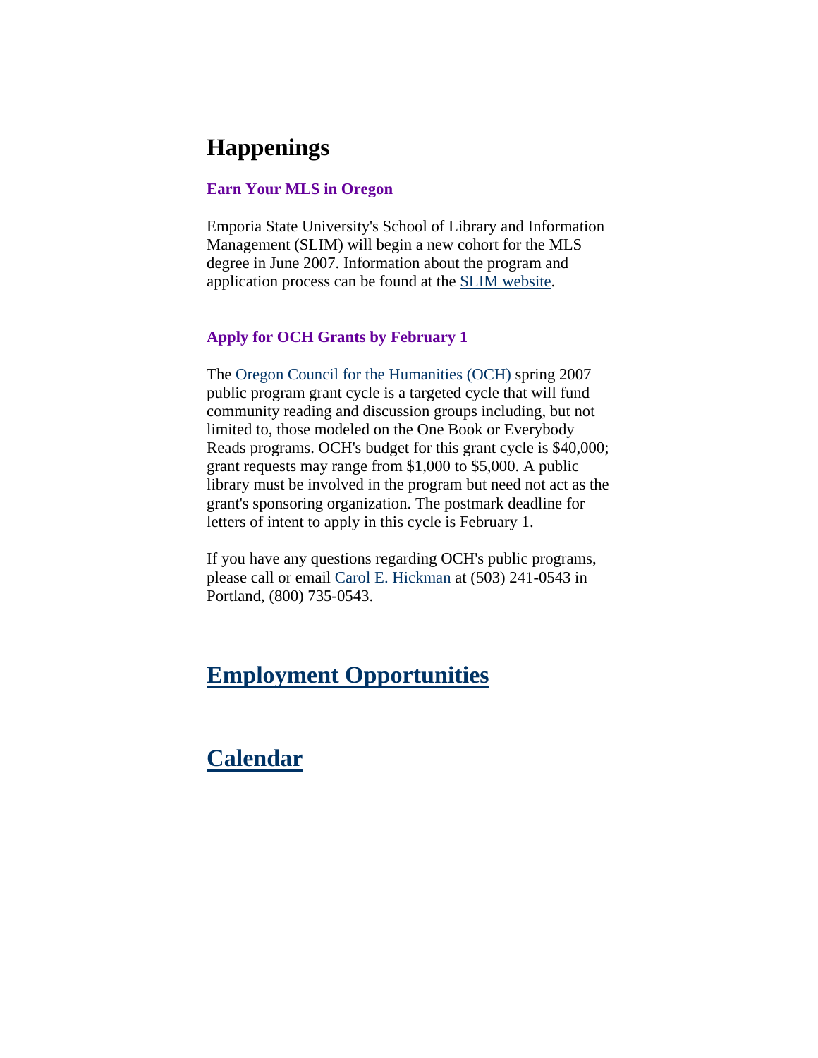# Happenings

### Earn Your MLS in Oregon

Emporia State University's School of Library and Information Management (SLIM) will begin a new cohort for the MLS degree in June 2007. Information about the program and application process can be found at the SLIM website.

### Apply for OCH Grants by February 1

The Oregon Council for the Humanities (OCH) spring 2007 public program grant cycle is a targeted cycle that will fund community reading and discussion groups including, but not limited to, those modeled on the One Book or Everybody Reads programs. OCH's budget for this grant cycle is $40,000; grant requests may range from $1,000 to $5,000. A public library must be involved in the program but need not act as the grant's sponsoring organization. The postmark deadline for letters of intent to apply in this cycle is February 1.

If you have any questions regarding OCH's public programs, please call or email Carol E. Hickman at (503) 241-0543 in Portland, (800) 735-0543.

# Employment Opportunities

# Calendar